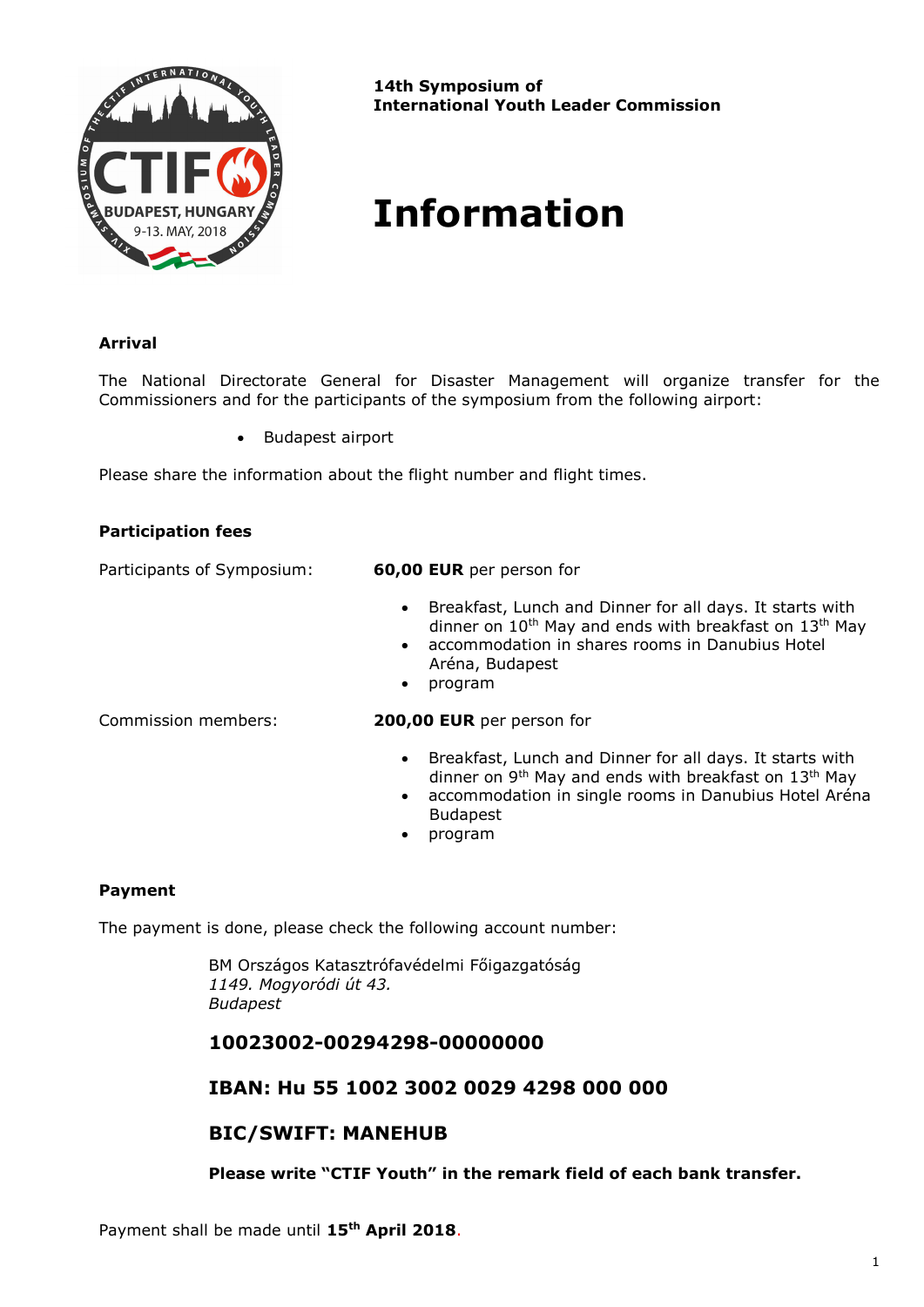**14th Symposium of**
**International Youth Leader Commission**

# Information

### Arrival

The National Directorate General for Disaster Management will organize transfer for the Commissioners and for the participants of the symposium from the following airport:

- Budapest airport

Please share the information about the flight number and flight times.

### Participation fees

Participants of Symposium: **60,00 EUR** per person for

- Breakfast, Lunch and Dinner for all days. It starts with dinner on 10th May and ends with breakfast on 13th May
- accommodation in shares rooms in Danubius Hotel Aréna, Budapest
- program

Commission members: **200,00 EUR** per person for

- Breakfast, Lunch and Dinner for all days. It starts with dinner on 9th May and ends with breakfast on 13th May
- accommodation in single rooms in Danubius Hotel Aréna Budapest
- program

### Payment

The payment is done, please check the following account number:

BM Országos Katasztrófavédelmi Főigazgatóság
*1149. Mogyoródi út 43.*
*Budapest*

## 10023002-00294298-00000000

## IBAN: Hu 55 1002 3002 0029 4298 000 000

## BIC/SWIFT: MANEHUB

**Please write "CTIF Youth" in the remark field of each bank transfer.**

Payment shall be made until **15th April 2018**.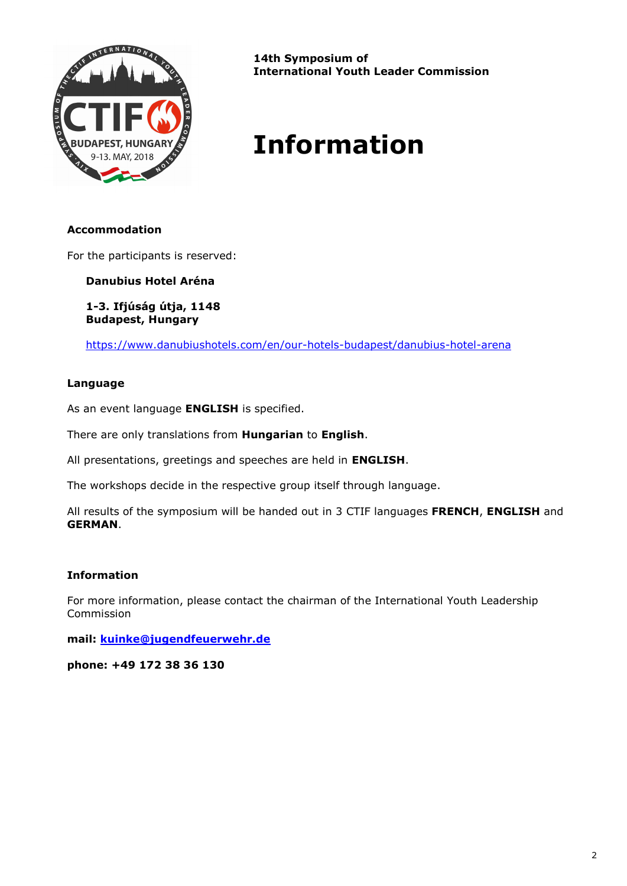**14th Symposium of**
**International Youth Leader Commission**

# Information

### Accommodation

For the participants is reserved:

**Danubius Hotel Aréna**

**1-3. Ifjúság útja, 1148**
**Budapest, Hungary**

https://www.danubiushotels.com/en/our-hotels-budapest/danubius-hotel-arena

### Language

As an event language **ENGLISH** is specified.

There are only translations from **Hungarian** to **English**.

All presentations, greetings and speeches are held in **ENGLISH**.

The workshops decide in the respective group itself through language.

All results of the symposium will be handed out in 3 CTIF languages **FRENCH**, **ENGLISH** and **GERMAN**.

### Information

For more information, please contact the chairman of the International Youth Leadership Commission

**mail: kuinke@jugendfeuerwehr.de**

**phone: +49 172 38 36 130**